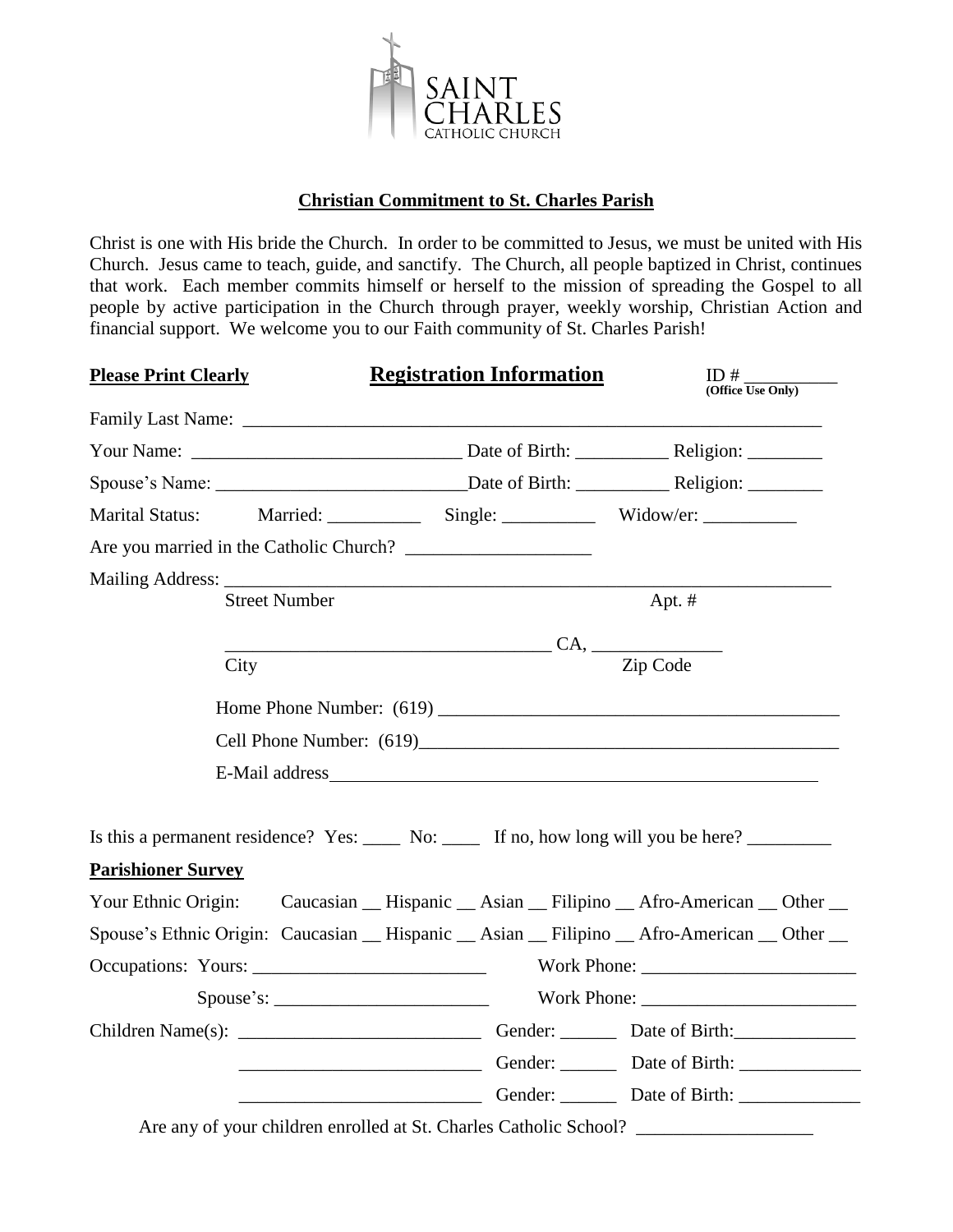SAINT CHARLES
CATHOLIC CHURCH

## Christian Commitment to St. Charles Parish

Christ is one with His bride the Church. In order to be committed to Jesus, we must be united with His Church. Jesus came to teach, guide, and sanctify. The Church, all people baptized in Christ, continues that work. Each member commits himself or herself to the mission of spreading the Gospel to all people by active participation in the Church through prayer, weekly worship, Christian Action and financial support. We welcome you to our Faith community of St. Charles Parish!

**Please Print Clearly** **Registration Information** ID # __________ **(Office Use Only)**

Family Last Name: ___________________________________________________________

Your Name: ____________________________ Date of Birth: __________ Religion: ________

Spouse's Name: ___________________________Date of Birth: __________ Religion: ________

Marital Status: Married: __________ Single: __________ Widow/er: __________

Are you married in the Catholic Church? ____________________

Mailing Address: _______________________________________________________________
Street Number Apt. #

___________________________________ CA, ______________
City Zip Code

Home Phone Number: (619) ___________________________________________

Cell Phone Number: (619)_____________________________________________

E-Mail address______________________________________________________

Is this a permanent residence? Yes: ____ No: ____ If no, how long will you be here? _________

**Parishioner Survey**

Your Ethnic Origin: Caucasian __ Hispanic __ Asian __ Filipino __ Afro-American __ Other __

Spouse's Ethnic Origin: Caucasian __ Hispanic __ Asian __ Filipino __ Afro-American __ Other __

Occupations: Yours: _________________________ Work Phone: _______________________

Spouse's: _______________________ Work Phone: _______________________

Children Name(s): __________________________ Gender: ______ Date of Birth:_____________

__________________________ Gender: ______ Date of Birth: _____________

__________________________ Gender: ______ Date of Birth: _____________

Are any of your children enrolled at St. Charles Catholic School? ___________________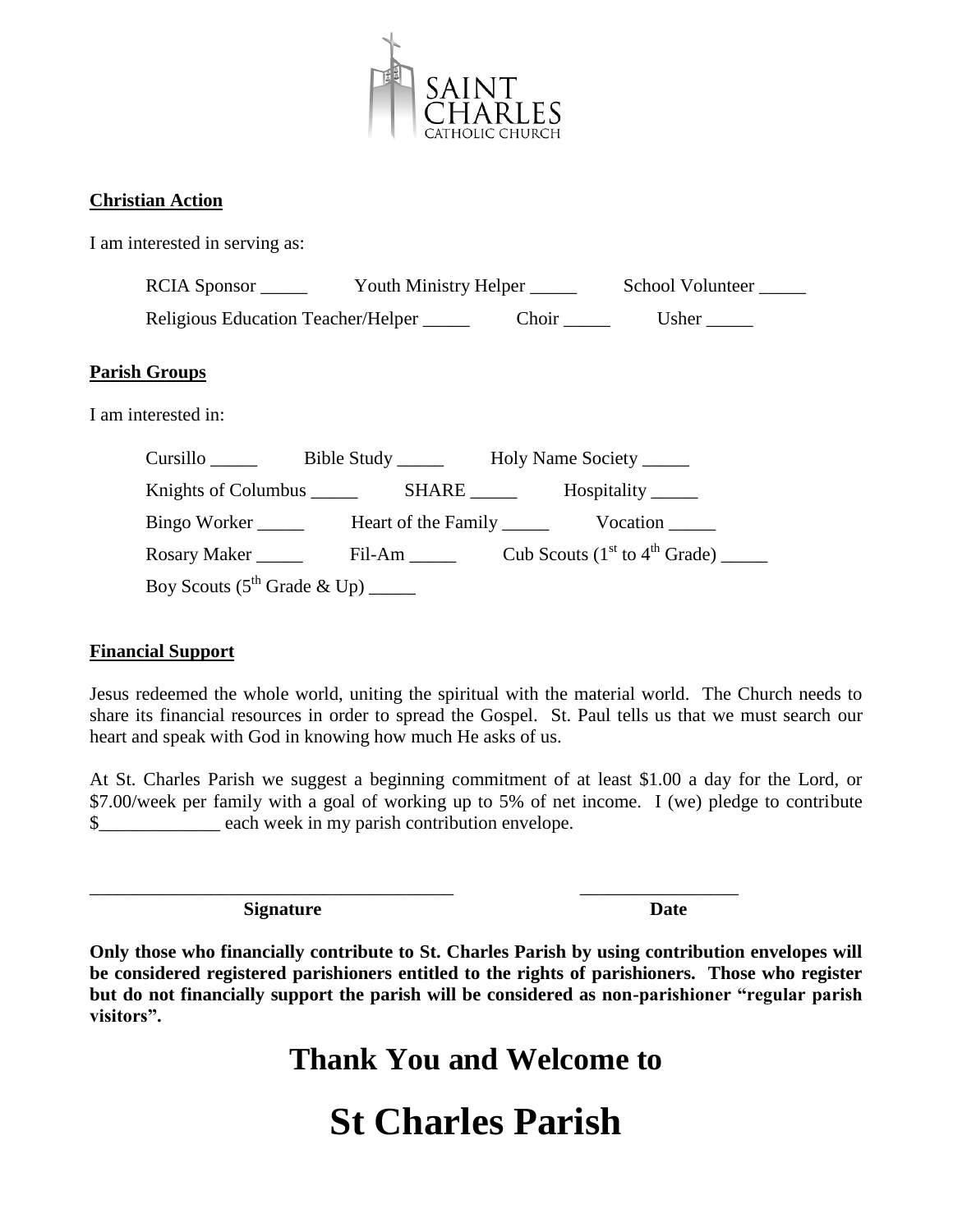SAINT CHARLES CATHOLIC CHURCH

**Christian Action**

I am interested in serving as:

RCIA Sponsor _____ Youth Ministry Helper _____ School Volunteer _____

Religious Education Teacher/Helper _____ Choir _____ Usher _____

**Parish Groups**

I am interested in:

Cursillo _____ Bible Study _____ Holy Name Society _____

Knights of Columbus _____ SHARE _____ Hospitality _____

Bingo Worker _____ Heart of the Family _____ Vocation _____

Rosary Maker _____ Fil-Am _____ Cub Scouts (1st to 4th Grade) _____

Boy Scouts (5th Grade & Up) _____

**Financial Support**

Jesus redeemed the whole world, uniting the spiritual with the material world. The Church needs to share its financial resources in order to spread the Gospel. St. Paul tells us that we must search our heart and speak with God in knowing how much He asks of us.

At St. Charles Parish we suggest a beginning commitment of at least $1.00 a day for the Lord, or $7.00/week per family with a goal of working up to 5% of net income. I (we) pledge to contribute $_____________ each week in my parish contribution envelope.

_______________________________________ _________________

**Signature** **Date**

**Only those who financially contribute to St. Charles Parish by using contribution envelopes will be considered registered parishioners entitled to the rights of parishioners. Those who register but do not financially support the parish will be considered as non-parishioner "regular parish visitors".**

# Thank You and Welcome to

# St Charles Parish